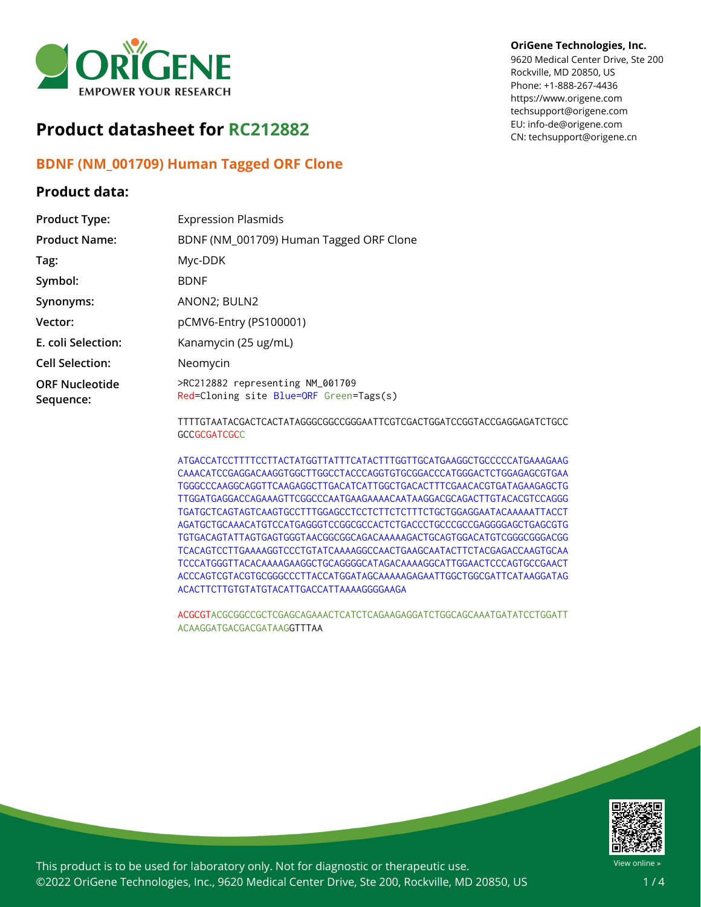OriGene Technologies, Inc.
9620 Medical Center Drive, Ste 200
Rockville, MD 20850, US
Phone: +1-888-267-4436
https://www.origene.com
techsupport@origene.com
EU: info-de@origene.com
CN: techsupport@origene.cn

# Product datasheet for RC212882

## BDNF (NM_001709) Human Tagged ORF Clone

### Product data:

| | |
|---|---|
| **Product Type:** | Expression Plasmids |
| **Product Name:** | BDNF (NM_001709) Human Tagged ORF Clone |
| **Tag:** | Myc-DDK |
| **Symbol:** | BDNF |
| **Synonyms:** | ANON2; BULN2 |
| **Vector:** | pCMV6-Entry (PS100001) |
| **E. coli Selection:** | Kanamycin (25 ug/mL) |
| **Cell Selection:** | Neomycin |

**ORF Nucleotide Sequence:**

```
>RC212882 representing NM_001709
Red=Cloning site Blue=ORF Green=Tags(s)

TTTTGTAATACGACTCACTATAGGGCGGCCGGGAATTCGTCGACTGGATCCGGTACCGAGGAGATCTGCC
GCCGCGATCGCC

ATGACCATCCTTTTCCTTACTATGGTTATTTCATACTTTGGTTGCATGAAGGCTGCCCCCATGAAAGAAG
CAAACATCCGAGGACAAGGTGGCTTGGCCTACCCAGGTGTGCGGACCCATGGGACTCTGGAGAGCGTGAA
TGGGCCCAAGGCAGGTTCAAGAGGCTTGACATCATTGGCTGACACTTTCGAACACGTGATAGAAGAGCTG
TTGGATGAGGACCAGAAAGTTCGGCCCAATGAAGAAAACAATAAGGACGCAGACTTGTACACGTCCAGGG
TGATGCTCAGTAGTCAAGTGCCTTTGGAGCCTCCTCTTCTCTTTCTGCTGGAGGAATACAAAAATTACCT
AGATGCTGCAAACATGTCCATGAGGGTCCGGCGCCACTCTGACCCTGCCCGCCGAGGGGAGCTGAGCGTG
TGTGACAGTATTAGTGAGTGGGTAACGGCGGCAGACAAAAAGACTGCAGTGGACATGTCGGGCGGGACGG
TCACAGTCCTTGAAAAGGTCCCTGTATCAAAAGGCCAACTGAAGCAATACTTCTACGAGACCAAGTGCAA
TCCCATGGGTTACACAAAAGAAGGCTGCAGGGGCATAGACAAAAGGCATTGGAACTCCCAGTGCCGAACT
ACCCAGTCGTACGTGCGGGCCCTTACCATGGATAGCAAAAAGAGAATTGGCTGGCGATTCATAAGGATAG
ACACTTCTTGTGTATGTACATTGACCATTAAAAGGGGAAGA

ACGCGTACGCGGCCGCTCGAGCAGAAACTCATCTCAGAAGAGGATCTGGCAGCAAATGATATCCTGGATT
ACAAGGATGACGACGATAAGGTTTAA
```

This product is to be used for laboratory only. Not for diagnostic or therapeutic use.
©2022 OriGene Technologies, Inc., 9620 Medical Center Drive, Ste 200, Rockville, MD 20850, US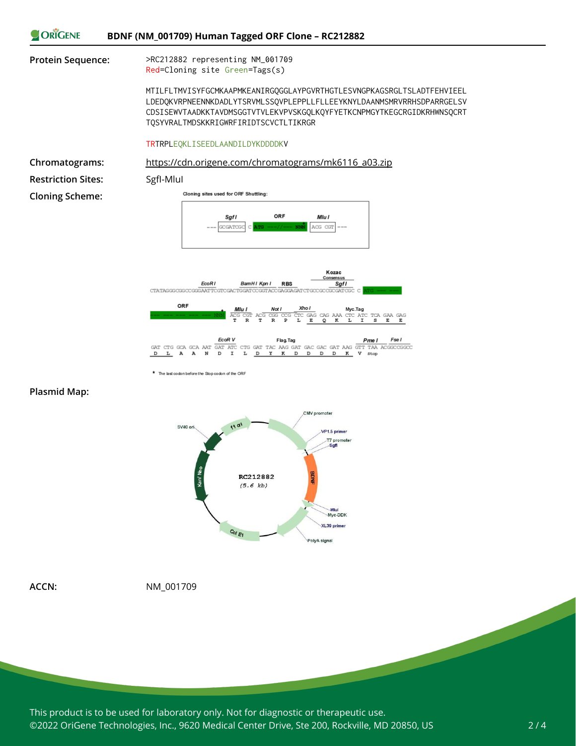**Protein Sequence:**

>RC212882 representing NM_001709
Red=Cloning site Green=Tags(s)

MTILFLTMVISYFGCMKAAPMKEANIRGQGGLAYPGVRTHGTLESVNGPKAGSRGLTSLADTFEHVIEEL
LDEDQKVRPNEENNKDADLYTSRVMLSSQVPLEPPLLFLLEEYKNYLDAANMSMRVRRHSDPARRGELSV
CDSISEWVTAADKKTAVDMSGGTVTVLEKVPVSKGQLKQYFYETKCNPMGYTKEGCRGIDKRHWNSQCRT
TQSYVRALTMDSKKRIGWRFIRIDTSCVCTLTIKRGR

TRTRPLEQKLISEEDLAANDILDYKDDDDKV

**Chromatograms:** https://cdn.origene.com/chromatograms/mk6116_a03.zip

**Restriction Sites:** SgfI-MluI

**Cloning Scheme:**

Cloning sites used for ORF Shuttling:

--- SgfI GCGATCGC C ORF ATG ---//--- NNN* MluI ACG CGT ---

CTATAGGGCGGCCGGGAATTCGTCGACTGGATCCGGTACCGAGGAGATCTGCCGCCGCGATCGC C ATG --- --- (EcoR I, BamH I, Kpn I, RBS, Kozac Consensus, Sgf I)

ORF --- --- --- --- --- --- NNN* (Mlu I) ACG CGT ACG CGG CCG CTC GAG CAG AAA CTC ATC TCA GAA GAG (Not I, Xho I, Myc.Tag)
T R T R P L E Q K L I S E E

GAT CTG GCA GCA AAT GAT ATC CTG GAT TAC AAG GAT GAC GAC GAT AAG GTT TAA ACGGCCGGCC (EcoR V, Flag.Tag, Pme I, Fse I)
D L A A N D I L D Y K D D D D K V Stop

* The last codon before the Stop codon of the ORF

**Plasmid Map:**

RC212882 (5.6 kb): CMV promoter, VP1.5 primer, T7 promoter, SgfI, BDNF, MluI, Myc-DDK, XL39 primer, PolyA signal, Col E1, Kan/Neo, SV40 ori, f1 ori

**ACCN:** NM_001709

This product is to be used for laboratory only. Not for diagnostic or therapeutic use.
©2022 OriGene Technologies, Inc., 9620 Medical Center Drive, Ste 200, Rockville, MD 20850, US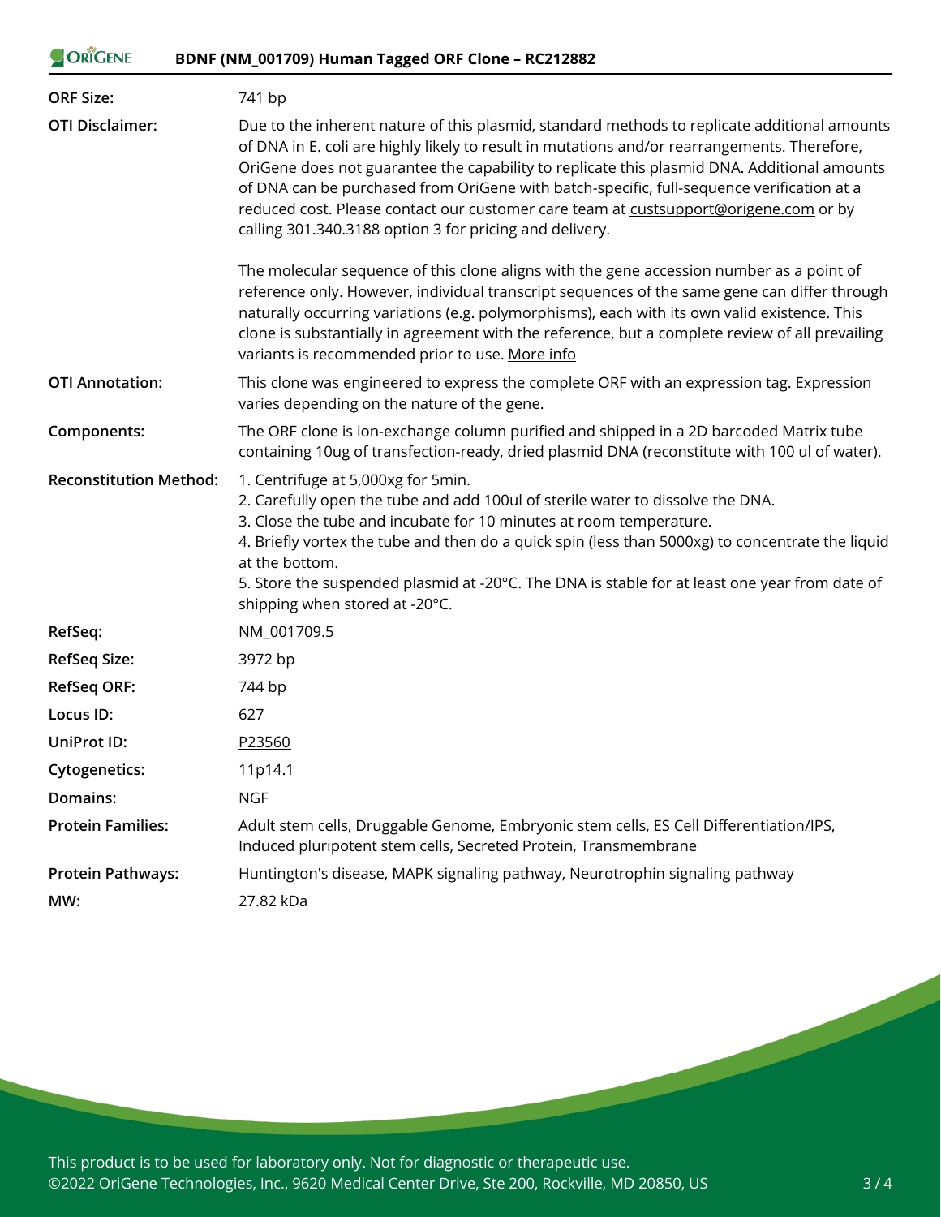| | |
|---|---|
| **ORF Size:** | 741 bp |
| **OTI Disclaimer:** | Due to the inherent nature of this plasmid, standard methods to replicate additional amounts of DNA in E. coli are highly likely to result in mutations and/or rearrangements. Therefore, OriGene does not guarantee the capability to replicate this plasmid DNA. Additional amounts of DNA can be purchased from OriGene with batch-specific, full-sequence verification at a reduced cost. Please contact our customer care team at custsupport@origene.com or by calling 301.340.3188 option 3 for pricing and delivery.<br><br>The molecular sequence of this clone aligns with the gene accession number as a point of reference only. However, individual transcript sequences of the same gene can differ through naturally occurring variations (e.g. polymorphisms), each with its own valid existence. This clone is substantially in agreement with the reference, but a complete review of all prevailing variants is recommended prior to use. More info |
| **OTI Annotation:** | This clone was engineered to express the complete ORF with an expression tag. Expression varies depending on the nature of the gene. |
| **Components:** | The ORF clone is ion-exchange column purified and shipped in a 2D barcoded Matrix tube containing 10ug of transfection-ready, dried plasmid DNA (reconstitute with 100 ul of water). |
| **Reconstitution Method:** | 1. Centrifuge at 5,000xg for 5min.<br>2. Carefully open the tube and add 100ul of sterile water to dissolve the DNA.<br>3. Close the tube and incubate for 10 minutes at room temperature.<br>4. Briefly vortex the tube and then do a quick spin (less than 5000xg) to concentrate the liquid at the bottom.<br>5. Store the suspended plasmid at -20°C. The DNA is stable for at least one year from date of shipping when stored at -20°C. |
| **RefSeq:** | NM_001709.5 |
| **RefSeq Size:** | 3972 bp |
| **RefSeq ORF:** | 744 bp |
| **Locus ID:** | 627 |
| **UniProt ID:** | P23560 |
| **Cytogenetics:** | 11p14.1 |
| **Domains:** | NGF |
| **Protein Families:** | Adult stem cells, Druggable Genome, Embryonic stem cells, ES Cell Differentiation/IPS, Induced pluripotent stem cells, Secreted Protein, Transmembrane |
| **Protein Pathways:** | Huntington's disease, MAPK signaling pathway, Neurotrophin signaling pathway |
| **MW:** | 27.82 kDa |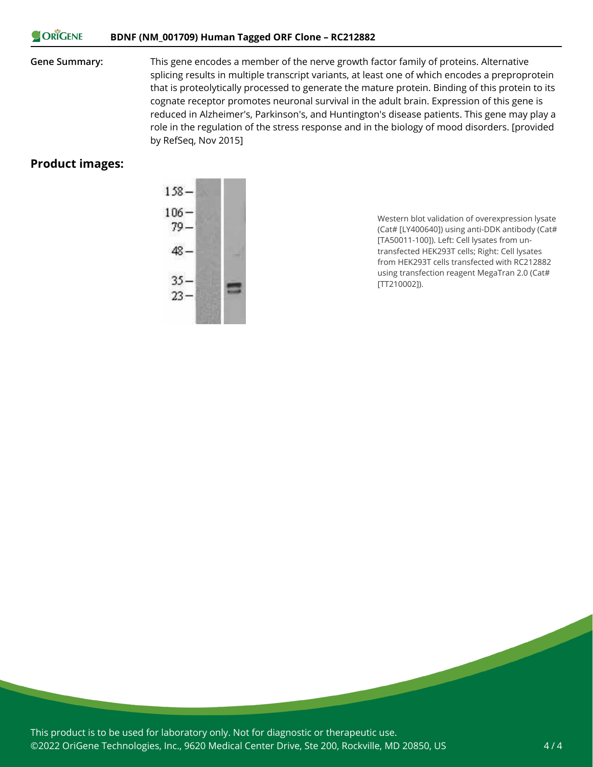**Gene Summary:** This gene encodes a member of the nerve growth factor family of proteins. Alternative splicing results in multiple transcript variants, at least one of which encodes a preproprotein that is proteolytically processed to generate the mature protein. Binding of this protein to its cognate receptor promotes neuronal survival in the adult brain. Expression of this gene is reduced in Alzheimer's, Parkinson's, and Huntington's disease patients. This gene may play a role in the regulation of the stress response and in the biology of mood disorders. [provided by RefSeq, Nov 2015]

## Product images:

158
106
79
48
35
23

Western blot validation of overexpression lysate (Cat# [LY400640]) using anti-DDK antibody (Cat# [TA50011-100]). Left: Cell lysates from un-transfected HEK293T cells; Right: Cell lysates from HEK293T cells transfected with RC212882 using transfection reagent MegaTran 2.0 (Cat# [TT210002]).

This product is to be used for laboratory only. Not for diagnostic or therapeutic use.
©2022 OriGene Technologies, Inc., 9620 Medical Center Drive, Ste 200, Rockville, MD 20850, US